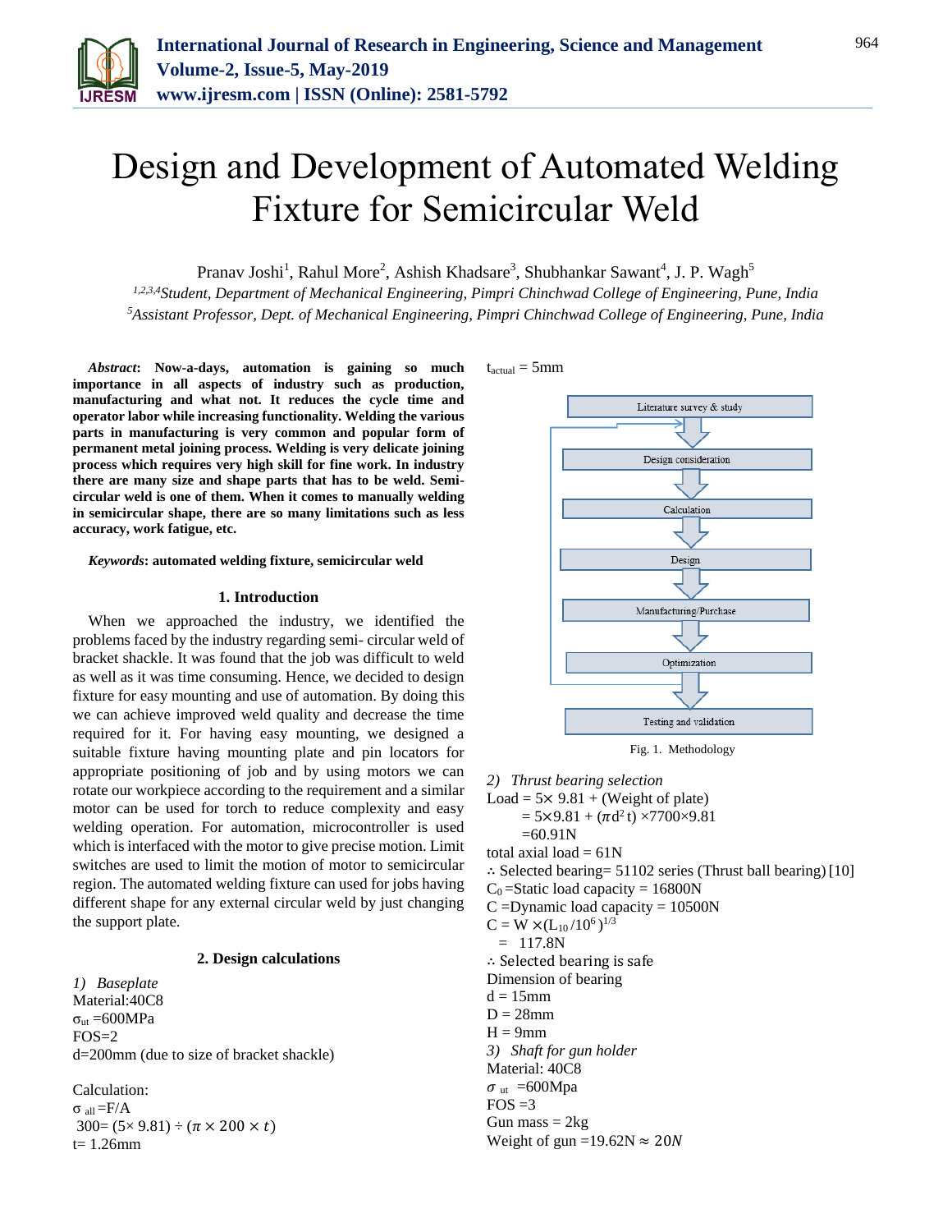# Design and Development of Automated Welding Fixture for Semicircular Weld

Pranav Joshi[1], Rahul More[2], Ashish Khadsare[3], Shubhankar Sawant[4], J. P. Wagh[5]

[1,2,3,4]Student, Department of Mechanical Engineering, Pimpri Chinchwad College of Engineering, Pune, India
[5]Assistant Professor, Dept. of Mechanical Engineering, Pimpri Chinchwad College of Engineering, Pune, India

***Abstract*: Now-a-days, automation is gaining so much importance in all aspects of industry such as production, manufacturing and what not. It reduces the cycle time and operator labor while increasing functionality. Welding the various parts in manufacturing is very common and popular form of permanent metal joining process. Welding is very delicate joining process which requires very high skill for fine work. In industry there are many size and shape parts that has to be weld. Semi-circular weld is one of them. When it comes to manually welding in semicircular shape, there are so many limitations such as less accuracy, work fatigue, etc.**

***Keywords*: automated welding fixture, semicircular weld**

## 1. Introduction

When we approached the industry, we identified the problems faced by the industry regarding semi- circular weld of bracket shackle. It was found that the job was difficult to weld as well as it was time consuming. Hence, we decided to design fixture for easy mounting and use of automation. By doing this we can achieve improved weld quality and decrease the time required for it. For having easy mounting, we designed a suitable fixture having mounting plate and pin locators for appropriate positioning of job and by using motors we can rotate our workpiece according to the requirement and a similar motor can be used for torch to reduce complexity and easy welding operation. For automation, microcontroller is used which is interfaced with the motor to give precise motion. Limit switches are used to limit the motion of motor to semicircular region. The automated welding fixture can used for jobs having different shape for any external circular weld by just changing the support plate.

## 2. Design calculations

*1) Baseplate*

Material:40C8

$\sigma_{ut}$ =600MPa

FOS=2

d=200mm (due to size of bracket shackle)

Calculation:

$\sigma_{all}$ =F/A

$300 = (5\times 9.81) \div (\pi \times 200 \times t)$

t= 1.26mm

$t_{actual}$ = 5mm

Literature survey & study → Design consideration → Calculation → Design → Manufacturing/Purchase → Optimization → Testing and validation

Fig. 1. Methodology

*2) Thrust bearing selection*

Load = 5× 9.81 + (Weight of plate)

$= 5\times9.81 + (\pi d^2 t)\times7700\times9.81$

=60.91N

total axial load = 61N

∴ Selected bearing= 51102 series (Thrust ball bearing) [10]

$C_0$ =Static load capacity = 16800N

C =Dynamic load capacity = 10500N

$C = W \times (L_{10}/10^6)^{1/3}$

= 117.8N

∴ Selected bearing is safe

Dimension of bearing

d = 15mm

D = 28mm

H = 9mm

*3) Shaft for gun holder*

Material: 40C8

$\sigma_{ut}$ =600Mpa

FOS =3

Gun mass = 2kg

Weight of gun =19.62N ≈ 20N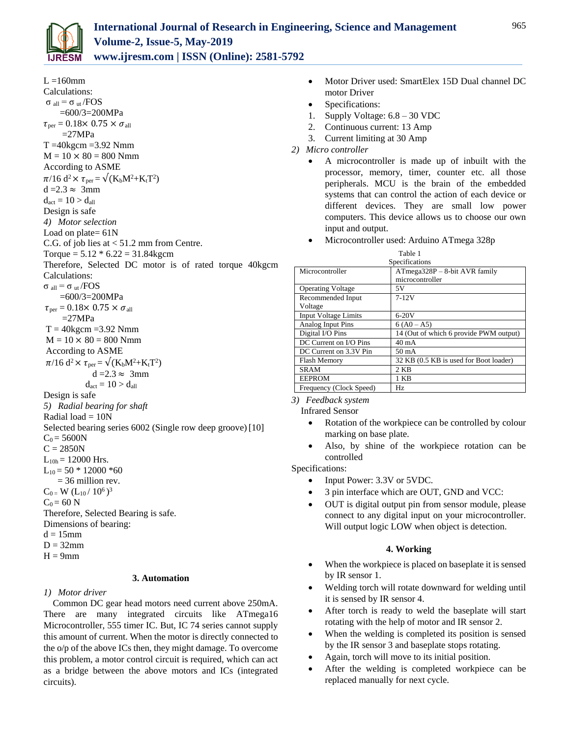L =160mm

Calculations:

$\sigma_{all} = \sigma_{ut}/FOS$

=600/3=200MPa

$\tau_{per} = 0.18 \times 0.75 \times \sigma_{all}$

=27MPa

T =40kgcm =3.92 Nmm

$M = 10 \times 80 = 800$ Nmm

According to ASME

$\pi/16\ d^2 \times \tau_{per} = \sqrt{(K_b M^2 + K_t T^2)}$

$d = 2.3 \approx 3$mm

$d_{act} = 10 > d_{all}$

Design is safe

*4) Motor selection*

Load on plate= 61N

C.G. of job lies at < 51.2 mm from Centre.

Torque = 5.12 * 6.22 = 31.84kgcm

Therefore, Selected DC motor is of rated torque 40kgcm

Calculations:

$\sigma_{all} = \sigma_{ut}/FOS$

=600/3=200MPa

$\tau_{per} = 0.18 \times 0.75 \times \sigma_{all}$

=27MPa

T = 40kgcm =3.92 Nmm

$M = 10 \times 80 = 800$ Nmm

According to ASME

$\pi/16\ d^2 \times \tau_{per} = \sqrt{(K_b M^2 + K_t T^2)}$

$d = 2.3 \approx 3$mm

$d_{act} = 10 > d_{all}$

Design is safe

*5) Radial bearing for shaft*

Radial load = 10N

Selected bearing series 6002 (Single row deep groove) [10]

$C_0 = 5600$N

C = 2850N

$L_{10h} = 12000$ Hrs.

$L_{10} = 50 * 12000 * 60$

= 36 million rev.

$C_0 = W (L_{10} / 10^6)^3$

$C_0 = 60$ N

Therefore, Selected Bearing is safe.

Dimensions of bearing:

d = 15mm

D = 32mm

H = 9mm

## 3. Automation

*1) Motor driver*

Common DC gear head motors need current above 250mA. There are many integrated circuits like ATmega16 Microcontroller, 555 timer IC. But, IC 74 series cannot supply this amount of current. When the motor is directly connected to the o/p of the above ICs then, they might damage. To overcome this problem, a motor control circuit is required, which can act as a bridge between the above motors and ICs (integrated circuits).

- Motor Driver used: SmartElex 15D Dual channel DC motor Driver
- Specifications:

1. Supply Voltage: 6.8 – 30 VDC
2. Continuous current: 13 Amp
3. Current limiting at 30 Amp

*2) Micro controller*

- A microcontroller is made up of inbuilt with the processor, memory, timer, counter etc. all those peripherals. MCU is the brain of the embedded systems that can control the action of each device or different devices. They are small low power computers. This device allows us to choose our own input and output.
- Microcontroller used: Arduino ATmega 328p

Table 1
Specifications

| Microcontroller | ATmega328P – 8-bit AVR family microcontroller |
|---|---|
| Operating Voltage | 5V |
| Recommended Input Voltage | 7-12V |
| Input Voltage Limits | 6-20V |
| Analog Input Pins | 6 (A0 – A5) |
| Digital I/O Pins | 14 (Out of which 6 provide PWM output) |
| DC Current on I/O Pins | 40 mA |
| DC Current on 3.3V Pin | 50 mA |
| Flash Memory | 32 KB (0.5 KB is used for Boot loader) |
| SRAM | 2 KB |
| EEPROM | 1 KB |
| Frequency (Clock Speed) | Hz |

*3) Feedback system*

Infrared Sensor

- Rotation of the workpiece can be controlled by colour marking on base plate.
- Also, by shine of the workpiece rotation can be controlled

Specifications:

- Input Power: 3.3V or 5VDC.
- 3 pin interface which are OUT, GND and VCC:
- OUT is digital output pin from sensor module, please connect to any digital input on your microcontroller. Will output logic LOW when object is detection.

## 4. Working

- When the workpiece is placed on baseplate it is sensed by IR sensor 1.
- Welding torch will rotate downward for welding until it is sensed by IR sensor 4.
- After torch is ready to weld the baseplate will start rotating with the help of motor and IR sensor 2.
- When the welding is completed its position is sensed by the IR sensor 3 and baseplate stops rotating.
- Again, torch will move to its initial position.
- After the welding is completed workpiece can be replaced manually for next cycle.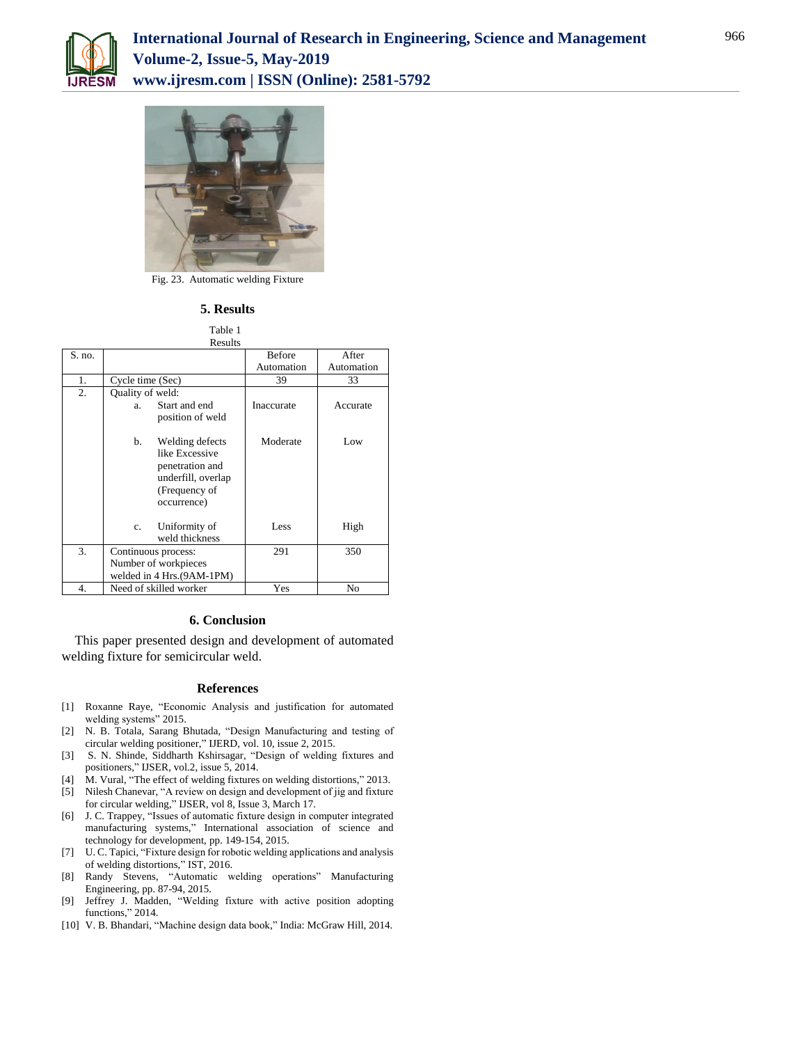Fig. 23. Automatic welding Fixture

## 5. Results

Table 1
Results

| S. no. | | Before Automation | After Automation |
|---|---|---|---|
| 1. | Cycle time (Sec) | 39 | 33 |
| 2. | Quality of weld: | | |
| | a. Start and end position of weld | Inaccurate | Accurate |
| | b. Welding defects like Excessive penetration and underfill, overlap (Frequency of occurrence) | Moderate | Low |
| | c. Uniformity of weld thickness | Less | High |
| 3. | Continuous process: Number of workpieces welded in 4 Hrs.(9AM-1PM) | 291 | 350 |
| 4. | Need of skilled worker | Yes | No |

## 6. Conclusion

This paper presented design and development of automated welding fixture for semicircular weld.

## References

[1] Roxanne Raye, "Economic Analysis and justification for automated welding systems" 2015.
[2] N. B. Totala, Sarang Bhutada, "Design Manufacturing and testing of circular welding positioner," IJERD, vol. 10, issue 2, 2015.
[3] S. N. Shinde, Siddharth Kshirsagar, "Design of welding fixtures and positioners," IJSER, vol.2, issue 5, 2014.
[4] M. Vural, "The effect of welding fixtures on welding distortions," 2013.
[5] Nilesh Chanevar, "A review on design and development of jig and fixture for circular welding," IJSER, vol 8, Issue 3, March 17.
[6] J. C. Trappey, "Issues of automatic fixture design in computer integrated manufacturing systems," International association of science and technology for development, pp. 149-154, 2015.
[7] U. C. Tapici, "Fixture design for robotic welding applications and analysis of welding distortions," IST, 2016.
[8] Randy Stevens, "Automatic welding operations" Manufacturing Engineering, pp. 87-94, 2015.
[9] Jeffrey J. Madden, "Welding fixture with active position adopting functions," 2014.
[10] V. B. Bhandari, "Machine design data book," India: McGraw Hill, 2014.